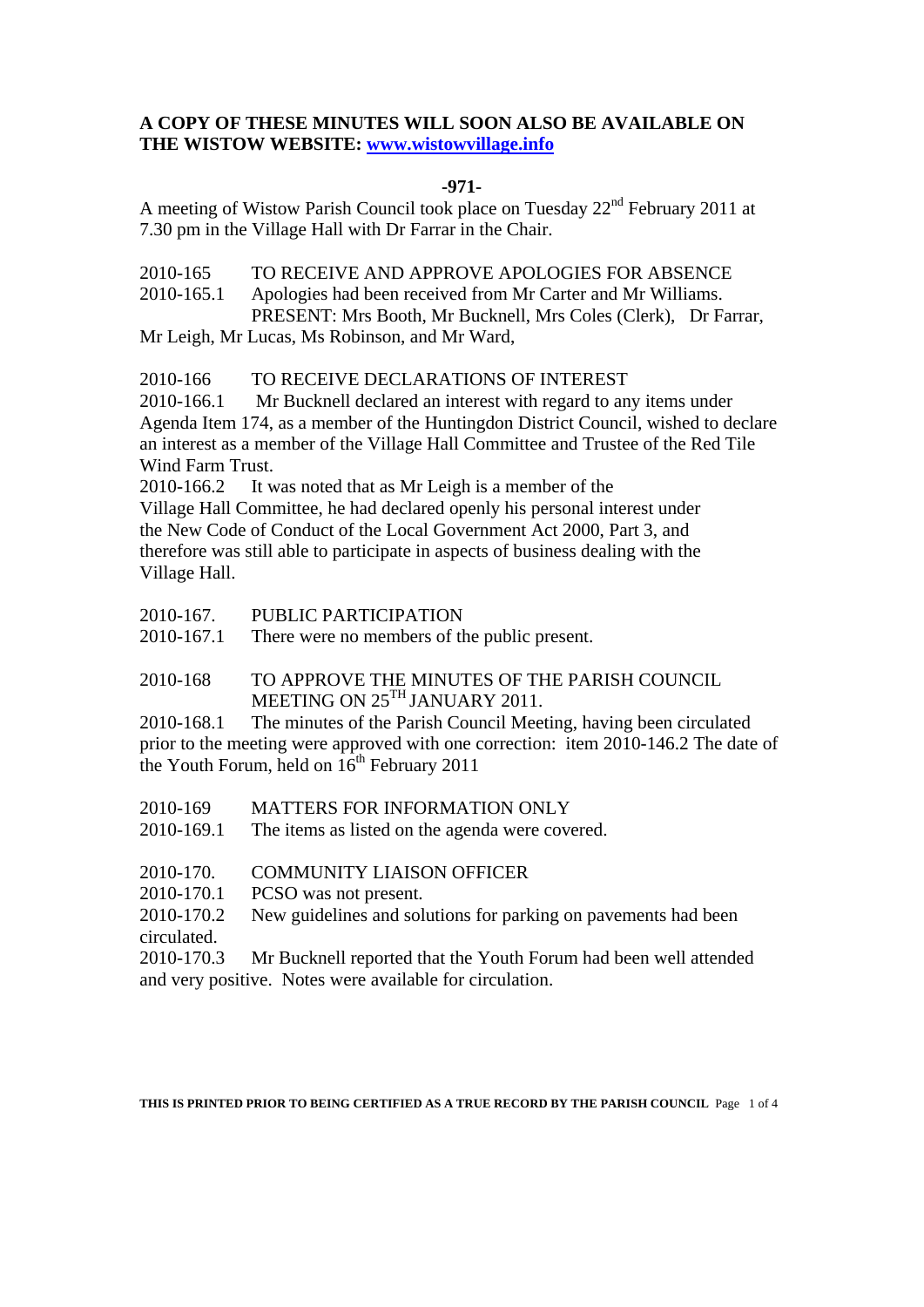**A COPY OF THESE MINUTES WILL SOON ALSO BE AVAILABLE ON THE WISTOW WEBSITE: [www.wistowvillage.info](http://www.wistowvillage.info)**

**-971-**

A meeting of Wistow Parish Council took place on Tuesday 22nd February 2011 at 7.30 pm in the Village Hall with Dr Farrar in the Chair.

2010-165 TO RECEIVE AND APPROVE APOLOGIES FOR ABSENCE

2010-165.1 Apologies had been received from Mr Carter and Mr Williams. PRESENT: Mrs Booth, Mr Bucknell, Mrs Coles (Clerk), Dr Farrar, Mr Leigh, Mr Lucas, Ms Robinson, and Mr Ward,

2010-166 TO RECEIVE DECLARATIONS OF INTEREST

2010-166.1 Mr Bucknell declared an interest with regard to any items under Agenda Item 174, as a member of the Huntingdon District Council, wished to declare an interest as a member of the Village Hall Committee and Trustee of the Red Tile Wind Farm Trust.

2010-166.2 It was noted that as Mr Leigh is a member of the Village Hall Committee, he had declared openly his personal interest under the New Code of Conduct of the Local Government Act 2000, Part 3, and therefore was still able to participate in aspects of business dealing with the Village Hall.

2010-167. PUBLIC PARTICIPATION

2010-167.1 There were no members of the public present.

2010-168 TO APPROVE THE MINUTES OF THE PARISH COUNCIL MEETING ON 25TH JANUARY 2011.

2010-168.1 The minutes of the Parish Council Meeting, having been circulated prior to the meeting were approved with one correction: item 2010-146.2 The date of the Youth Forum, held on 16th February 2011

2010-169 MATTERS FOR INFORMATION ONLY

2010-169.1 The items as listed on the agenda were covered.

2010-170. COMMUNITY LIAISON OFFICER

2010-170.1 PCSO was not present.

2010-170.2 New guidelines and solutions for parking on pavements had been circulated.

2010-170.3 Mr Bucknell reported that the Youth Forum had been well attended and very positive. Notes were available for circulation.

THIS IS PRINTED PRIOR TO BEING CERTIFIED AS A TRUE RECORD BY THE PARISH COUNCIL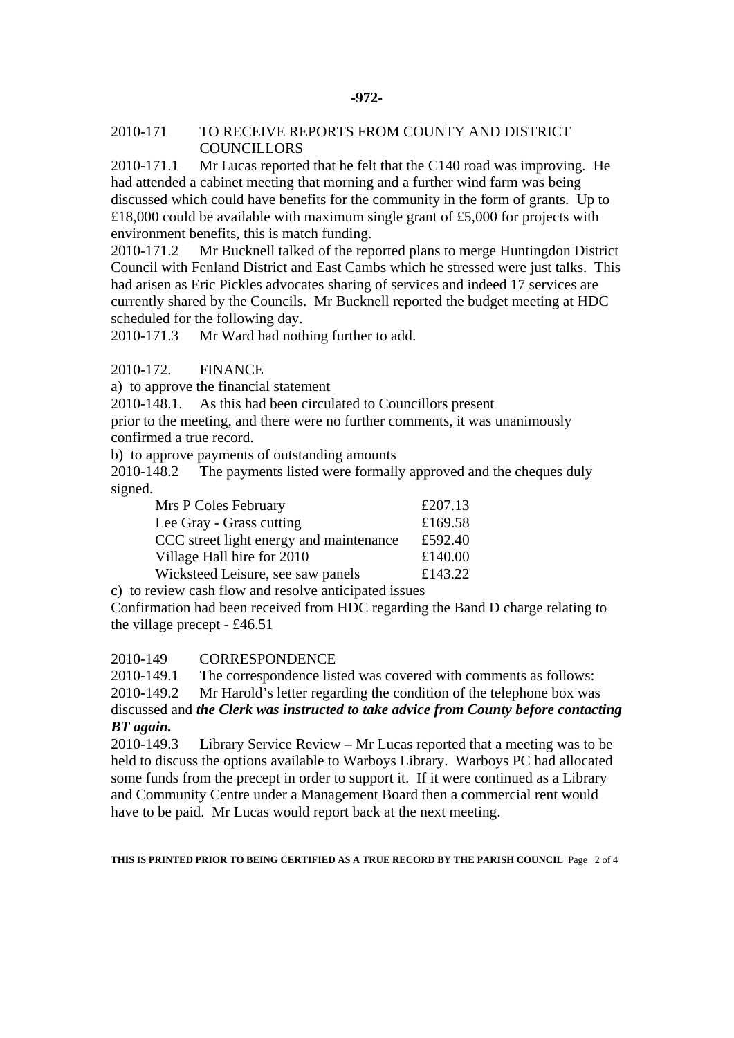-972-

2010-171 TO RECEIVE REPORTS FROM COUNTY AND DISTRICT COUNCILLORS

2010-171.1 Mr Lucas reported that he felt that the C140 road was improving. He had attended a cabinet meeting that morning and a further wind farm was being discussed which could have benefits for the community in the form of grants. Up to £18,000 could be available with maximum single grant of £5,000 for projects with environment benefits, this is match funding.

2010-171.2 Mr Bucknell talked of the reported plans to merge Huntingdon District Council with Fenland District and East Cambs which he stressed were just talks. This had arisen as Eric Pickles advocates sharing of services and indeed 17 services are currently shared by the Councils. Mr Bucknell reported the budget meeting at HDC scheduled for the following day.

2010-171.3 Mr Ward had nothing further to add.

2010-172. FINANCE

a) to approve the financial statement

2010-148.1. As this had been circulated to Councillors present prior to the meeting, and there were no further comments, it was unanimously confirmed a true record.

b) to approve payments of outstanding amounts

2010-148.2 The payments listed were formally approved and the cheques duly signed.

| | |
|---|---|
| Mrs P Coles February | £207.13 |
| Lee Gray - Grass cutting | £169.58 |
| CCC street light energy and maintenance | £592.40 |
| Village Hall hire for 2010 | £140.00 |
| Wicksteed Leisure, see saw panels | £143.22 |

c) to review cash flow and resolve anticipated issues

Confirmation had been received from HDC regarding the Band D charge relating to the village precept - £46.51

2010-149 CORRESPONDENCE

2010-149.1 The correspondence listed was covered with comments as follows:

2010-149.2 Mr Harold's letter regarding the condition of the telephone box was discussed and ***the Clerk was instructed to take advice from County before contacting BT again.***

2010-149.3 Library Service Review – Mr Lucas reported that a meeting was to be held to discuss the options available to Warboys Library. Warboys PC had allocated some funds from the precept in order to support it. If it were continued as a Library and Community Centre under a Management Board then a commercial rent would have to be paid. Mr Lucas would report back at the next meeting.

**THIS IS PRINTED PRIOR TO BEING CERTIFIED AS A TRUE RECORD BY THE PARISH COUNCIL**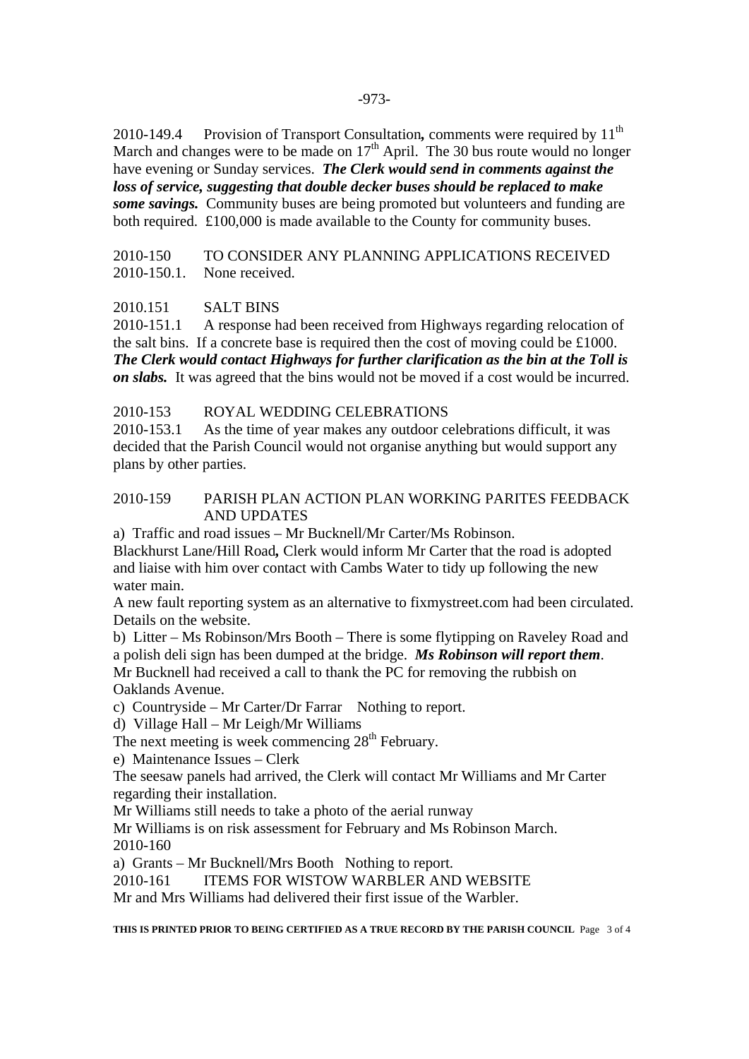2010-149.4 Provision of Transport Consultation**,** comments were required by 11th March and changes were to be made on 17th April. The 30 bus route would no longer have evening or Sunday services. ***The Clerk would send in comments against the loss of service, suggesting that double decker buses should be replaced to make some savings.*** Community buses are being promoted but volunteers and funding are both required. £100,000 is made available to the County for community buses.

2010-150 TO CONSIDER ANY PLANNING APPLICATIONS RECEIVED
2010-150.1. None received.

2010.151 SALT BINS
2010-151.1 A response had been received from Highways regarding relocation of the salt bins. If a concrete base is required then the cost of moving could be £1000. ***The Clerk would contact Highways for further clarification as the bin at the Toll is on slabs.*** It was agreed that the bins would not be moved if a cost would be incurred.

2010-153 ROYAL WEDDING CELEBRATIONS
2010-153.1 As the time of year makes any outdoor celebrations difficult, it was decided that the Parish Council would not organise anything but would support any plans by other parties.

2010-159 PARISH PLAN ACTION PLAN WORKING PARITES FEEDBACK AND UPDATES

a) Traffic and road issues – Mr Bucknell/Mr Carter/Ms Robinson.
Blackhurst Lane/Hill Road**,** Clerk would inform Mr Carter that the road is adopted and liaise with him over contact with Cambs Water to tidy up following the new water main.
A new fault reporting system as an alternative to fixmystreet.com had been circulated. Details on the website.
b) Litter – Ms Robinson/Mrs Booth – There is some flytipping on Raveley Road and a polish deli sign has been dumped at the bridge. ***Ms Robinson will report them***.
Mr Bucknell had received a call to thank the PC for removing the rubbish on Oaklands Avenue.
c) Countryside – Mr Carter/Dr Farrar Nothing to report.
d) Village Hall – Mr Leigh/Mr Williams
The next meeting is week commencing 28th February.
e) Maintenance Issues – Clerk
The seesaw panels had arrived, the Clerk will contact Mr Williams and Mr Carter regarding their installation.
Mr Williams still needs to take a photo of the aerial runway
Mr Williams is on risk assessment for February and Ms Robinson March.
2010-160
a) Grants – Mr Bucknell/Mrs Booth Nothing to report.
2010-161 ITEMS FOR WISTOW WARBLER AND WEBSITE
Mr and Mrs Williams had delivered their first issue of the Warbler.

**THIS IS PRINTED PRIOR TO BEING CERTIFIED AS A TRUE RECORD BY THE PARISH COUNCIL**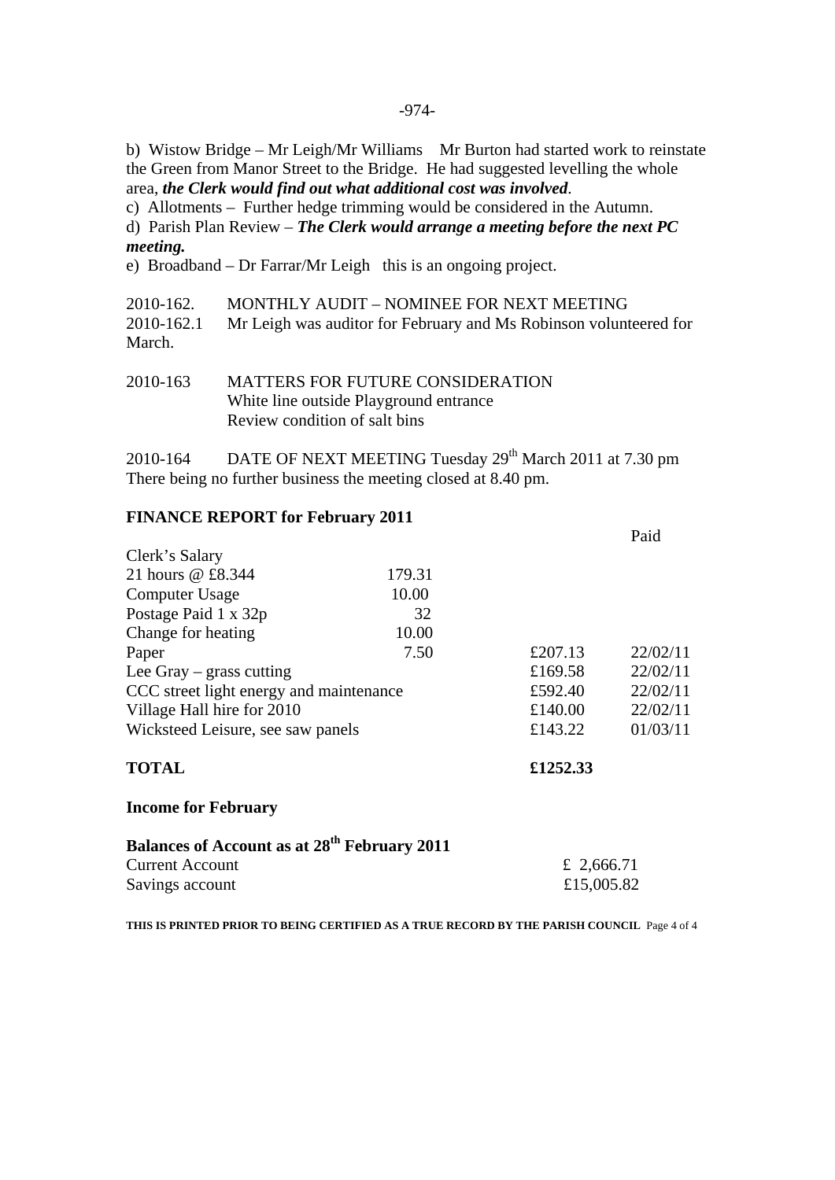b) Wistow Bridge – Mr Leigh/Mr Williams  Mr Burton had started work to reinstate the Green from Manor Street to the Bridge. He had suggested levelling the whole area, ***the Clerk would find out what additional cost was involved***.

c) Allotments – Further hedge trimming would be considered in the Autumn.

d) Parish Plan Review – ***The Clerk would arrange a meeting before the next PC meeting.***

e) Broadband – Dr Farrar/Mr Leigh  this is an ongoing project.

2010-162. MONTHLY AUDIT – NOMINEE FOR NEXT MEETING

2010-162.1 Mr Leigh was auditor for February and Ms Robinson volunteered for March.

2010-163 MATTERS FOR FUTURE CONSIDERATION
White line outside Playground entrance
Review condition of salt bins

2010-164 DATE OF NEXT MEETING Tuesday 29th March 2011 at 7.30 pm
There being no further business the meeting closed at 8.40 pm.

**FINANCE REPORT for February 2011**

| | | | Paid |
|---|---|---|---|
| Clerk's Salary | | | |
| 21 hours @ £8.344 | 179.31 | | |
| Computer Usage | 10.00 | | |
| Postage Paid 1 x 32p | 32 | | |
| Change for heating | 10.00 | | |
| Paper | 7.50 | £207.13 | 22/02/11 |
| Lee Gray – grass cutting | | £169.58 | 22/02/11 |
| CCC street light energy and maintenance | | £592.40 | 22/02/11 |
| Village Hall hire for 2010 | | £140.00 | 22/02/11 |
| Wicksteed Leisure, see saw panels | | £143.22 | 01/03/11 |
| **TOTAL** | | **£1252.33** | |

**Income for February**

**Balances of Account as at 28th February 2011**

| | |
|---|---|
| Current Account | £ 2,666.71 |
| Savings account | £15,005.82 |

**THIS IS PRINTED PRIOR TO BEING CERTIFIED AS A TRUE RECORD BY THE PARISH COUNCIL**